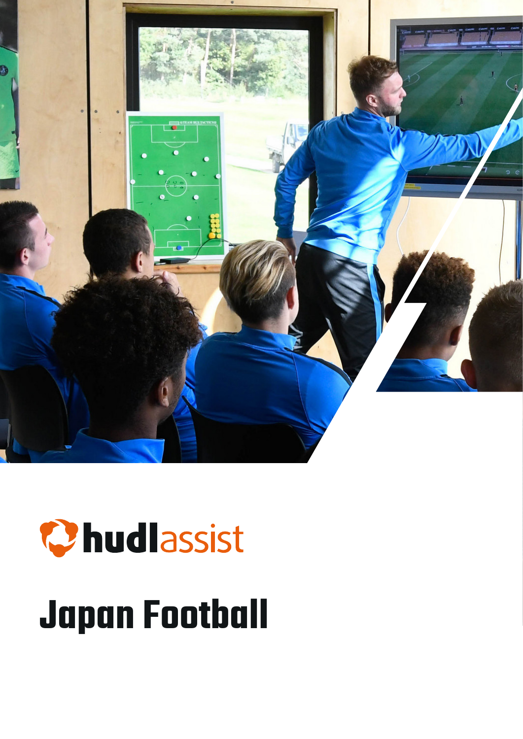hudlassist

# Japan Football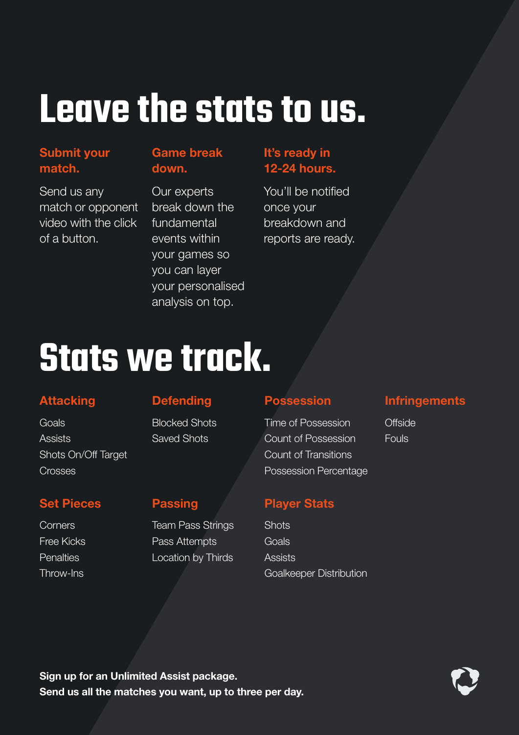# Leave the stats to us.

### Submit your match.

Send us any match or opponent video with the click of a button.

### Game break down.

Our experts break down the fundamental events within your games so you can layer your personalised analysis on top.

### It's ready in 12-24 hours.

You'll be notified once your breakdown and reports are ready.

# Stats we track.

### Attacking

Goals
Assists
Shots On/Off Target
Crosses

### Defending

Blocked Shots
Saved Shots

### Possession

Time of Possession
Count of Possession
Count of Transitions
Possession Percentage

### Infringements

Offside
Fouls

### Set Pieces

Corners
Free Kicks
Penalties
Throw-Ins

### Passing

Team Pass Strings
Pass Attempts
Location by Thirds

### Player Stats

Shots
Goals
Assists
Goalkeeper Distribution

**Sign up for an Unlimited Assist package.**
**Send us all the matches you want, up to three per day.**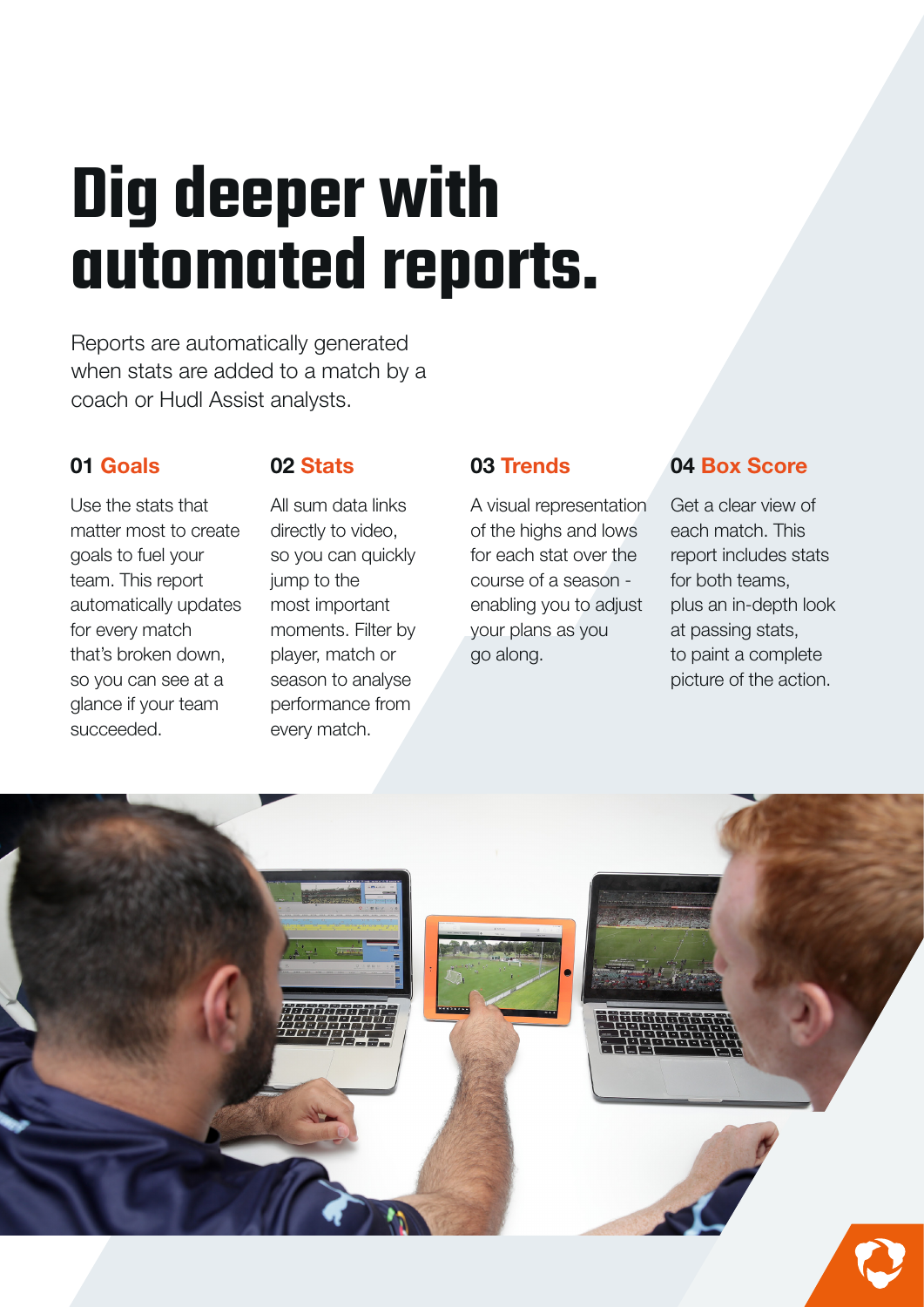# Dig deeper with automated reports.

Reports are automatically generated when stats are added to a match by a coach or Hudl Assist analysts.

### 01 Goals

Use the stats that matter most to create goals to fuel your team. This report automatically updates for every match that's broken down, so you can see at a glance if your team succeeded.

### 02 Stats

All sum data links directly to video, so you can quickly jump to the most important moments. Filter by player, match or season to analyse performance from every match.

### 03 Trends

A visual representation of the highs and lows for each stat over the course of a season - enabling you to adjust your plans as you go along.

### 04 Box Score

Get a clear view of each match. This report includes stats for both teams, plus an in-depth look at passing stats, to paint a complete picture of the action.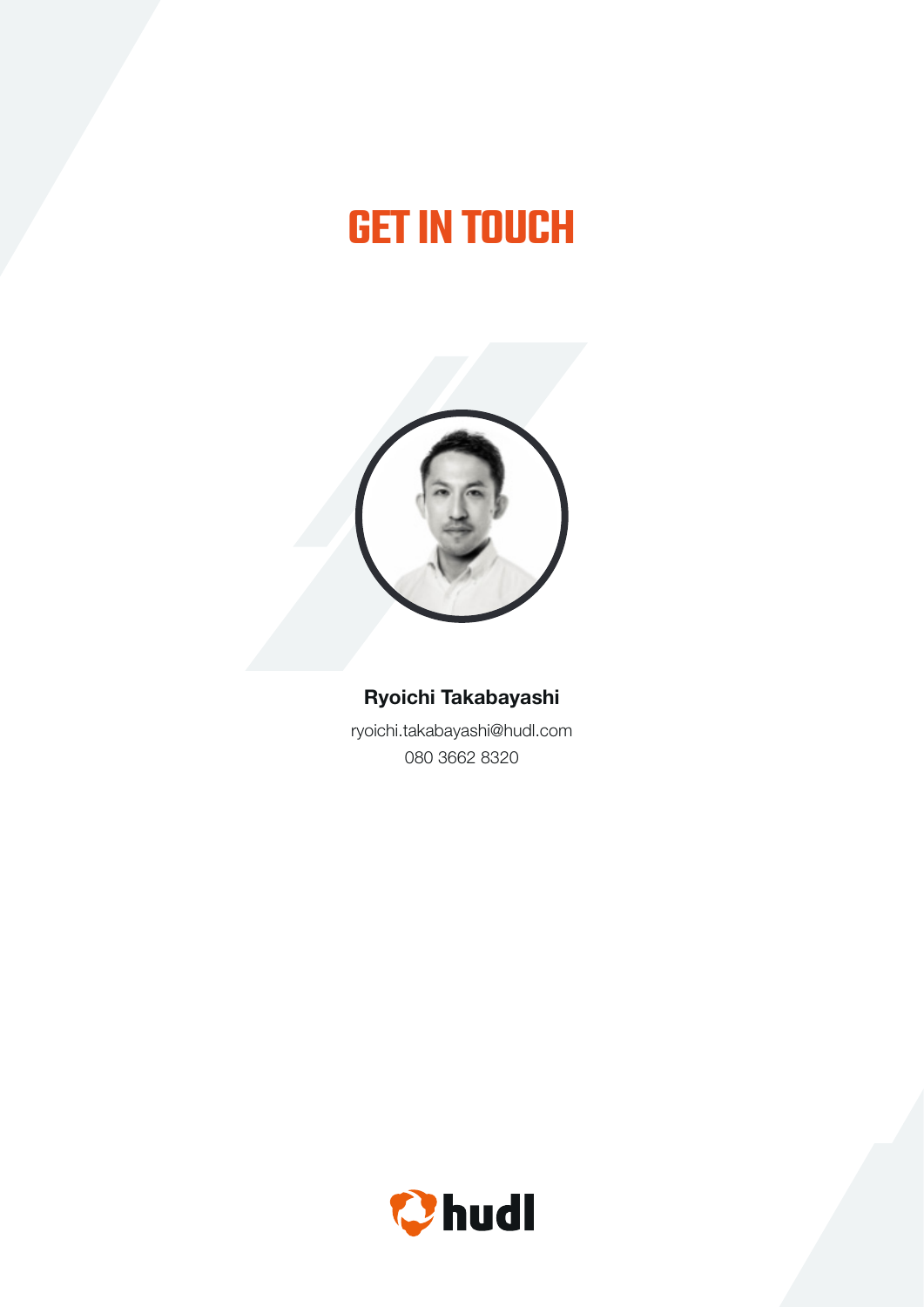# GET IN TOUCH

**Ryoichi Takabayashi**

ryoichi.takabayashi@hudl.com

080 3662 8320

hudl